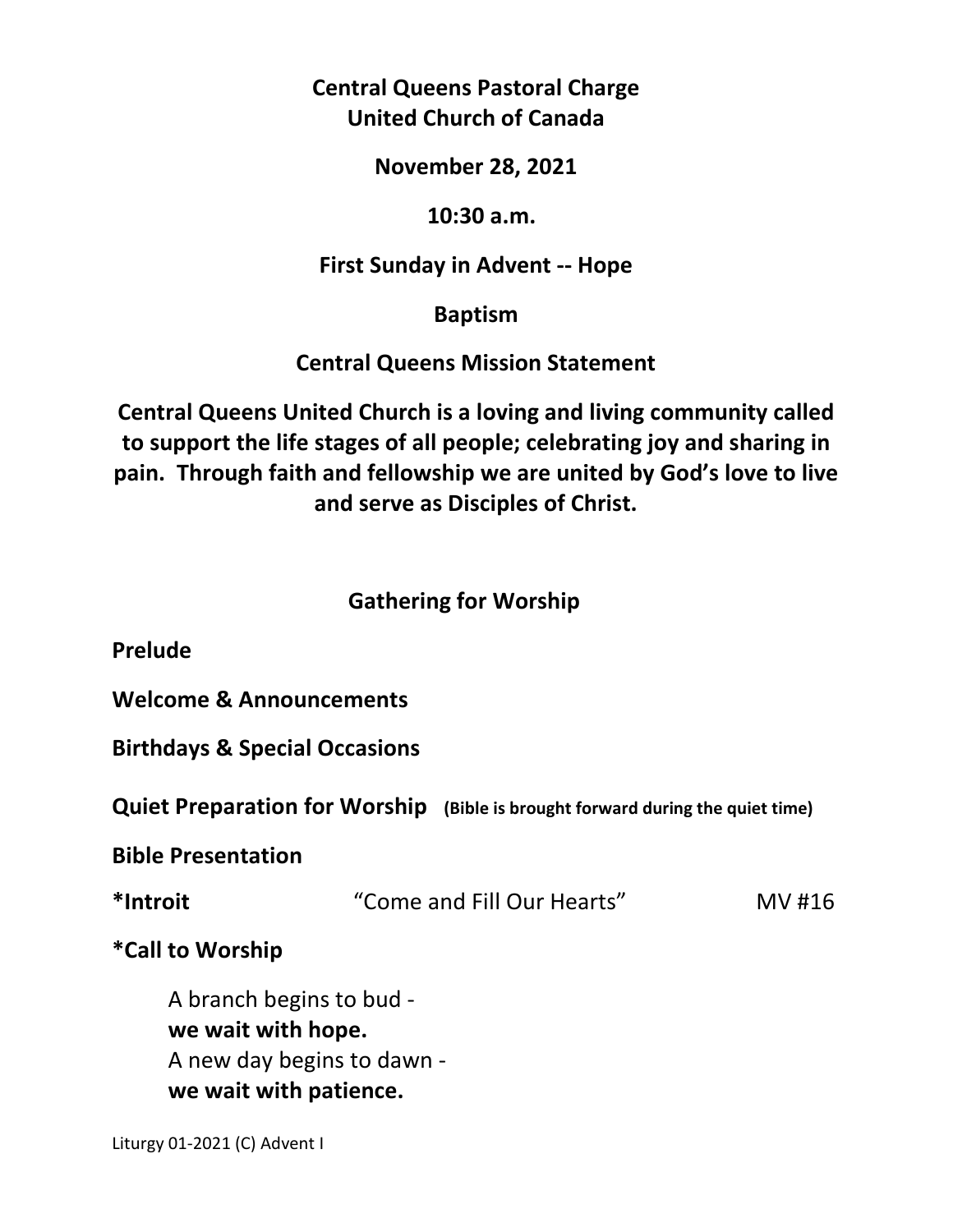**Central Queens Pastoral Charge**
**United Church of Canada**

**November 28, 2021**

**10:30 a.m.**

**First Sunday in Advent -- Hope**

**Baptism**

**Central Queens Mission Statement**

**Central Queens United Church is a loving and living community called to support the life stages of all people; celebrating joy and sharing in pain. Through faith and fellowship we are united by God's love to live and serve as Disciples of Christ.**

## Gathering for Worship

**Prelude**

**Welcome & Announcements**

**Birthdays & Special Occasions**

**Quiet Preparation for Worship** **(Bible is brought forward during the quiet time)**

**Bible Presentation**

**\*Introit** "Come and Fill Our Hearts" MV #16

**\*Call to Worship**

A branch begins to bud -
**we wait with hope.**
A new day begins to dawn -
**we wait with patience.**

Liturgy 01-2021 (C) Advent I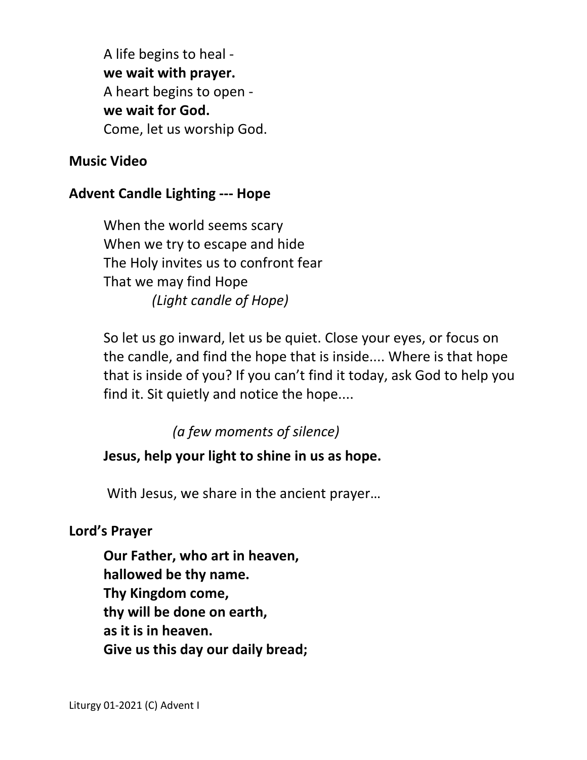A life begins to heal -
**we wait with prayer.**
A heart begins to open -
**we wait for God.**
Come, let us worship God.

**Music Video**

**Advent Candle Lighting --- Hope**

When the world seems scary
When we try to escape and hide
The Holy invites us to confront fear
That we may find Hope
*(Light candle of Hope)*

So let us go inward, let us be quiet. Close your eyes, or focus on the candle, and find the hope that is inside.... Where is that hope that is inside of you? If you can't find it today, ask God to help you find it. Sit quietly and notice the hope....

*(a few moments of silence)*

**Jesus, help your light to shine in us as hope.**

With Jesus, we share in the ancient prayer…

**Lord's Prayer**

**Our Father, who art in heaven,**
**hallowed be thy name.**
**Thy Kingdom come,**
**thy will be done on earth,**
**as it is in heaven.**
**Give us this day our daily bread;**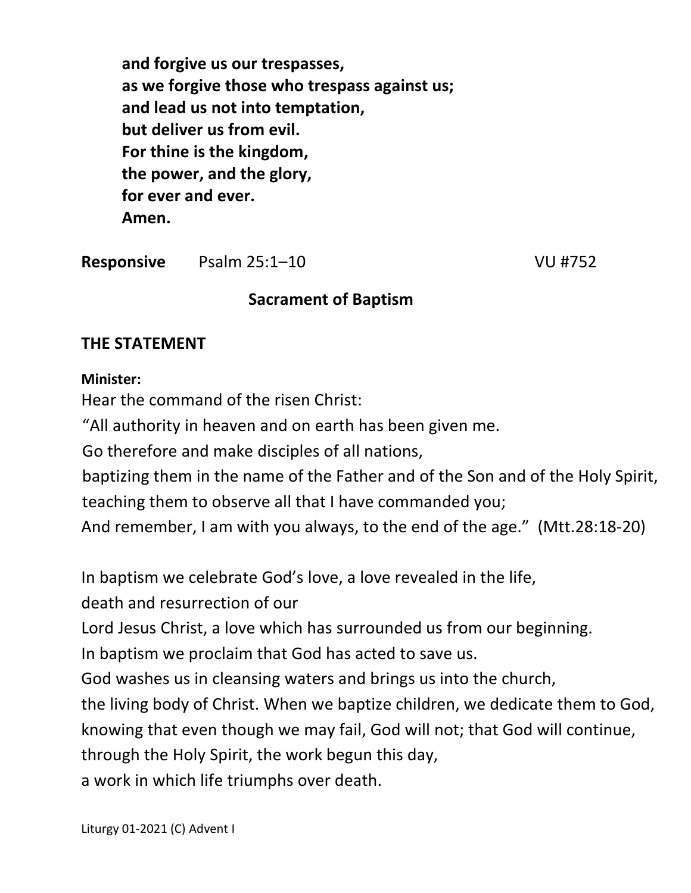**and forgive us our trespasses,**
**as we forgive those who trespass against us;**
**and lead us not into temptation,**
**but deliver us from evil.**
**For thine is the kingdom,**
**the power, and the glory,**
**for ever and ever.**
**Amen.**

**Responsive** Psalm 25:1–10 VU #752

## Sacrament of Baptism

### THE STATEMENT

**Minister:**

Hear the command of the risen Christ:
"All authority in heaven and on earth has been given me.
Go therefore and make disciples of all nations,
baptizing them in the name of the Father and of the Son and of the Holy Spirit,
teaching them to observe all that I have commanded you;
And remember, I am with you always, to the end of the age." (Mtt.28:18-20)

In baptism we celebrate God's love, a love revealed in the life,
death and resurrection of our
Lord Jesus Christ, a love which has surrounded us from our beginning.
In baptism we proclaim that God has acted to save us.
God washes us in cleansing waters and brings us into the church,
the living body of Christ. When we baptize children, we dedicate them to God,
knowing that even though we may fail, God will not; that God will continue,
through the Holy Spirit, the work begun this day,
a work in which life triumphs over death.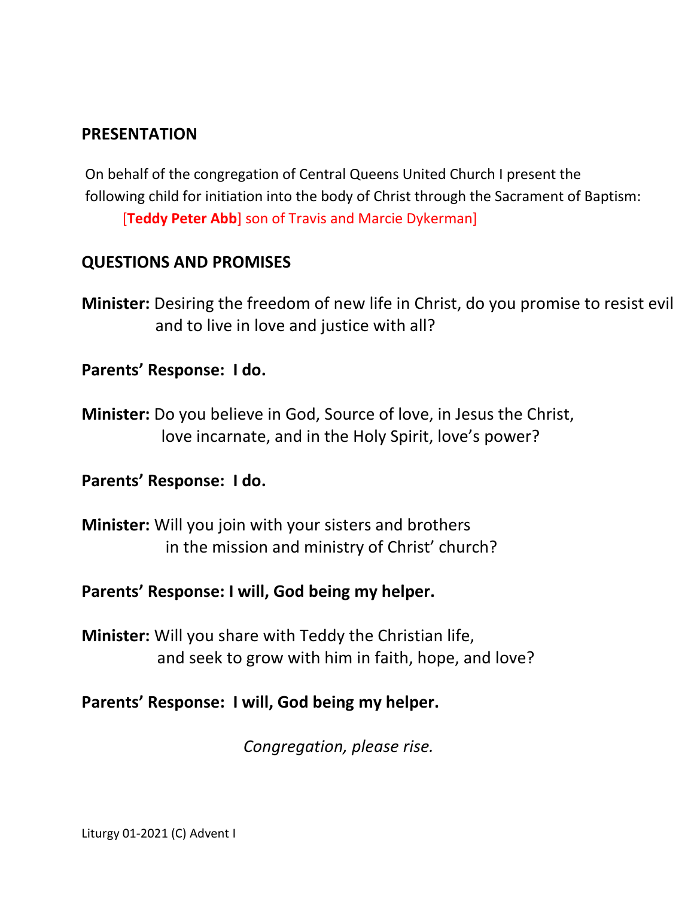## PRESENTATION

On behalf of the congregation of Central Queens United Church I present the following child for initiation into the body of Christ through the Sacrament of Baptism:

[**Teddy Peter Abb**] son of Travis and Marcie Dykerman]

## QUESTIONS AND PROMISES

**Minister:** Desiring the freedom of new life in Christ, do you promise to resist evil and to live in love and justice with all?

**Parents' Response: I do.**

**Minister:** Do you believe in God, Source of love, in Jesus the Christ, love incarnate, and in the Holy Spirit, love's power?

**Parents' Response: I do.**

**Minister:** Will you join with your sisters and brothers in the mission and ministry of Christ' church?

**Parents' Response: I will, God being my helper.**

**Minister:** Will you share with Teddy the Christian life, and seek to grow with him in faith, hope, and love?

**Parents' Response: I will, God being my helper.**

*Congregation, please rise.*

Liturgy 01-2021 (C) Advent I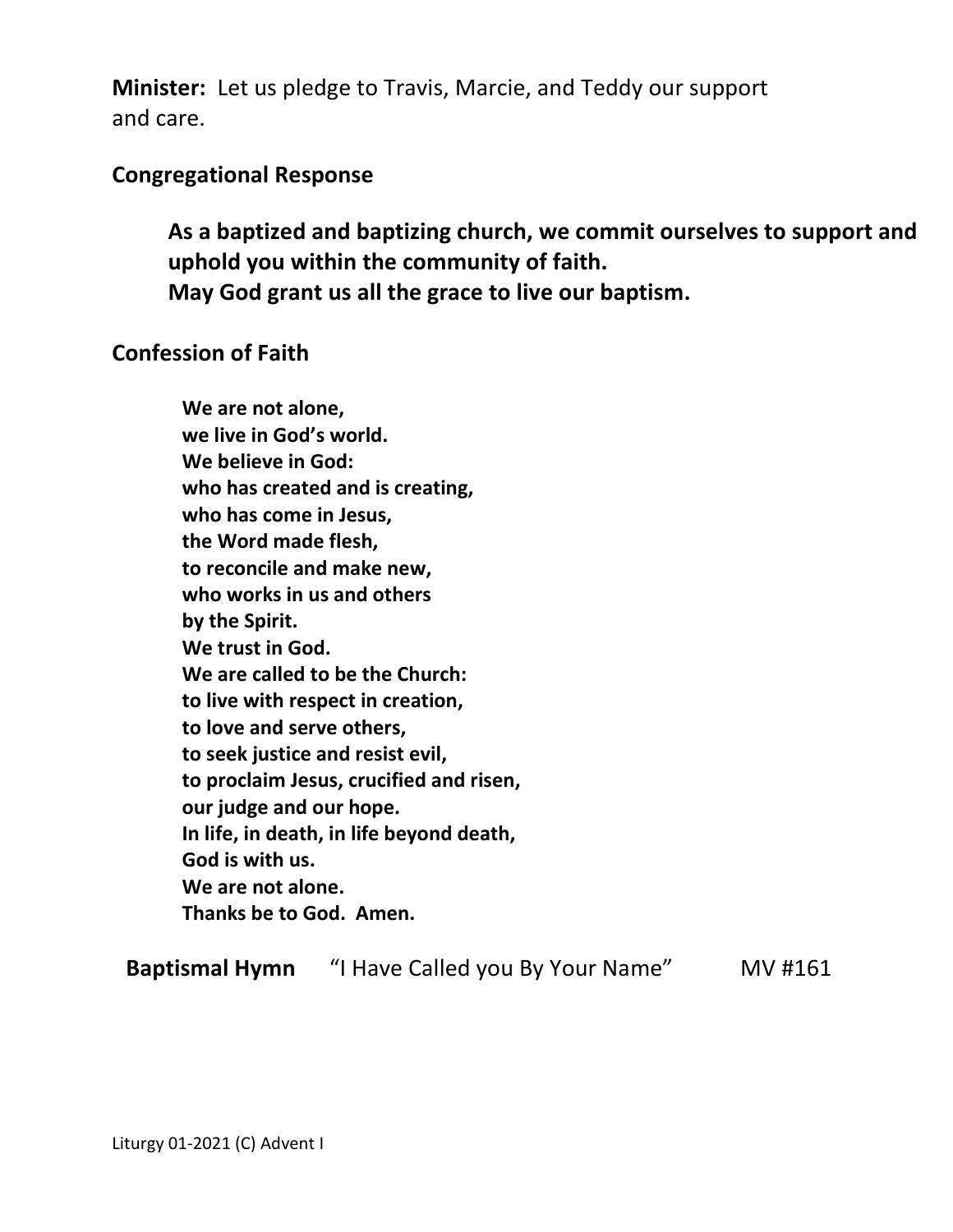**Minister:** Let us pledge to Travis, Marcie, and Teddy our support and care.

**Congregational Response**

> **As a baptized and baptizing church, we commit ourselves to support and uphold you within the community of faith.**
> **May God grant us all the grace to live our baptism.**

**Confession of Faith**

> **We are not alone,**
> **we live in God's world.**
> **We believe in God:**
> **who has created and is creating,**
> **who has come in Jesus,**
> **the Word made flesh,**
> **to reconcile and make new,**
> **who works in us and others**
> **by the Spirit.**
> **We trust in God.**
> **We are called to be the Church:**
> **to live with respect in creation,**
> **to love and serve others,**
> **to seek justice and resist evil,**
> **to proclaim Jesus, crucified and risen,**
> **our judge and our hope.**
> **In life, in death, in life beyond death,**
> **God is with us.**
> **We are not alone.**
> **Thanks be to God. Amen.**

**Baptismal Hymn** "I Have Called you By Your Name" MV #161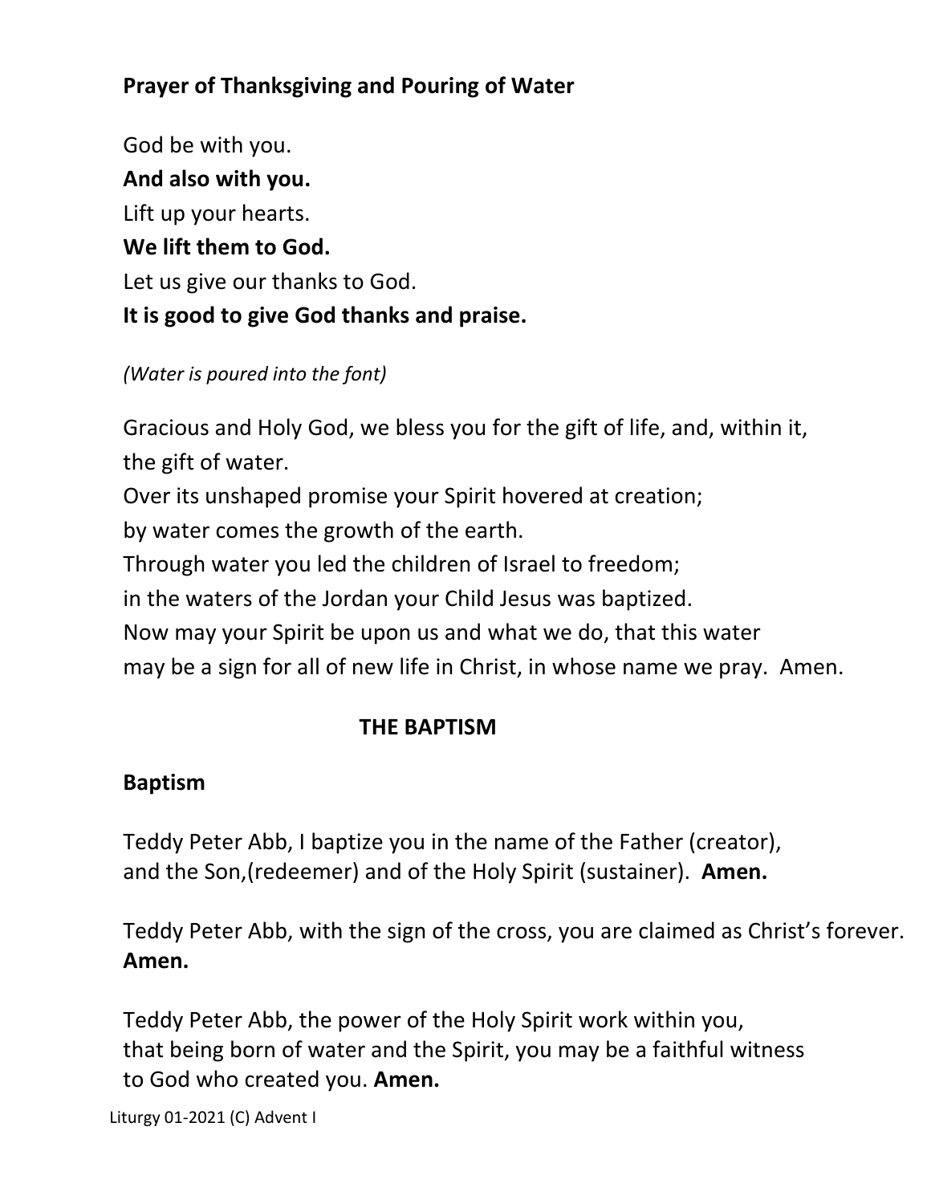**Prayer of Thanksgiving and Pouring of Water**

God be with you.
**And also with you.**
Lift up your hearts.
**We lift them to God.**
Let us give our thanks to God.
**It is good to give God thanks and praise.**

*(Water is poured into the font)*

Gracious and Holy God, we bless you for the gift of life, and, within it, the gift of water.
Over its unshaped promise your Spirit hovered at creation;
by water comes the growth of the earth.
Through water you led the children of Israel to freedom;
in the waters of the Jordan your Child Jesus was baptized.
Now may your Spirit be upon us and what we do, that this water may be a sign for all of new life in Christ, in whose name we pray. Amen.

## THE BAPTISM

**Baptism**

Teddy Peter Abb, I baptize you in the name of the Father (creator), and the Son,(redeemer) and of the Holy Spirit (sustainer). **Amen.**

Teddy Peter Abb, with the sign of the cross, you are claimed as Christ's forever. **Amen.**

Teddy Peter Abb, the power of the Holy Spirit work within you, that being born of water and the Spirit, you may be a faithful witness to God who created you. **Amen.**

Liturgy 01-2021 (C) Advent I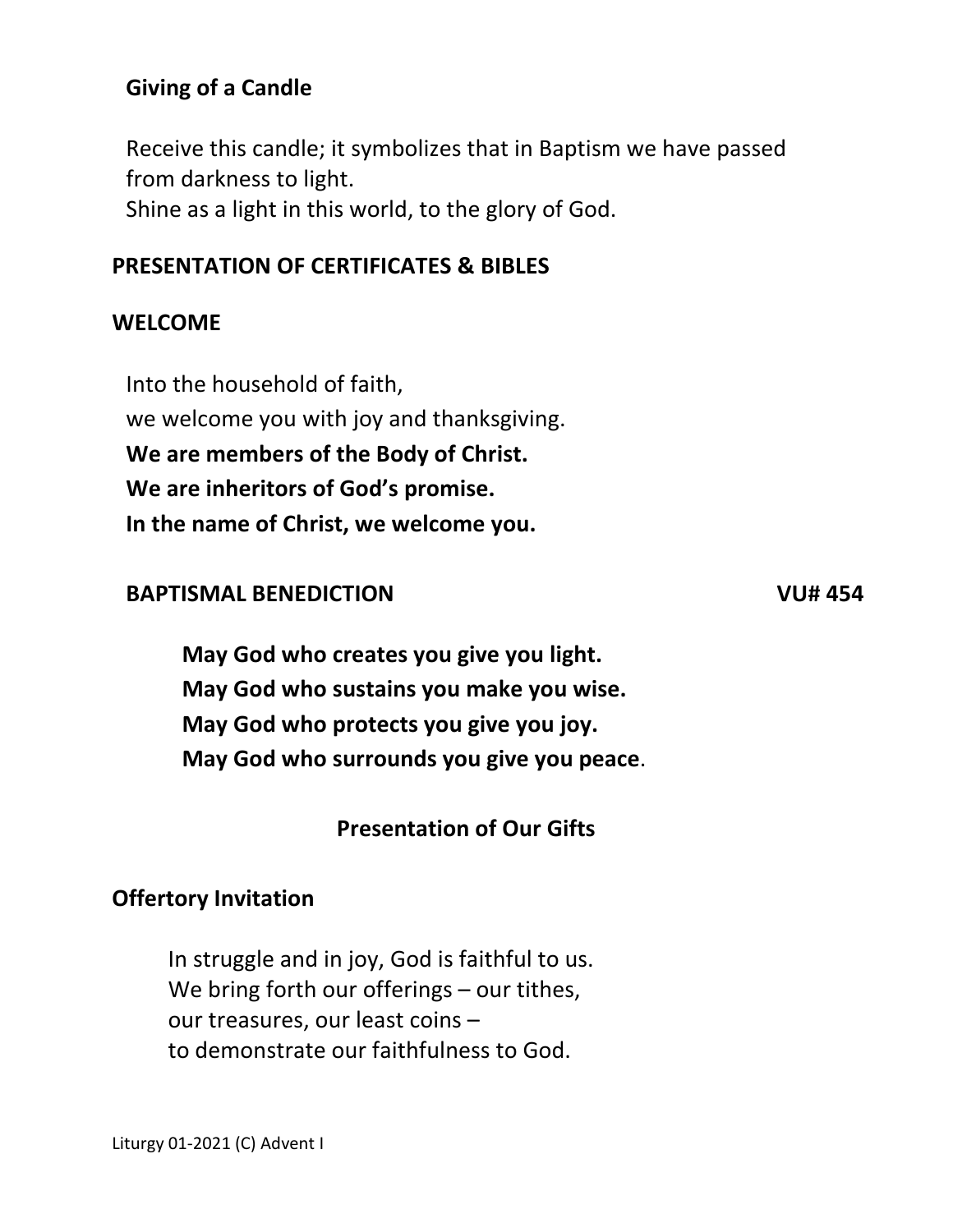### Giving of a Candle

Receive this candle; it symbolizes that in Baptism we have passed from darkness to light.
Shine as a light in this world, to the glory of God.

## PRESENTATION OF CERTIFICATES & BIBLES

## WELCOME

Into the household of faith,
we welcome you with joy and thanksgiving.
**We are members of the Body of Christ.**
**We are inheritors of God's promise.**
**In the name of Christ, we welcome you.**

### BAPTISMAL BENEDICTION VU# 454

**May God who creates you give you light.**
**May God who sustains you make you wise.**
**May God who protects you give you joy.**
**May God who surrounds you give you peace.**

### Presentation of Our Gifts

### Offertory Invitation

In struggle and in joy, God is faithful to us.
We bring forth our offerings – our tithes,
our treasures, our least coins –
to demonstrate our faithfulness to God.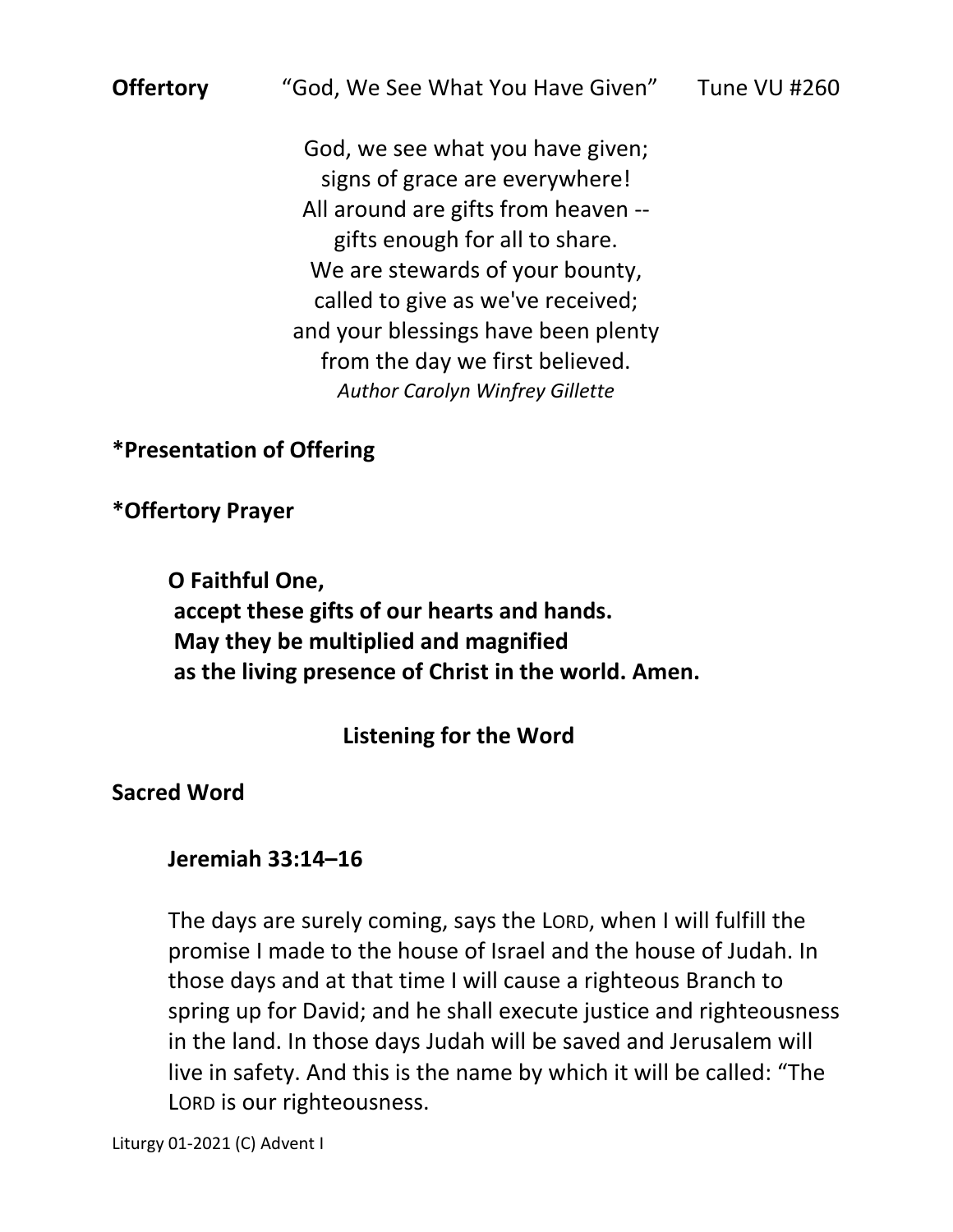**Offertory** “God, We See What You Have Given” Tune VU #260

God, we see what you have given;  
signs of grace are everywhere!  
All around are gifts from heaven --  
gifts enough for all to share.  
We are stewards of your bounty,  
called to give as we've received;  
and your blessings have been plenty  
from the day we first believed.  
*Author Carolyn Winfrey Gillette*

**\*Presentation of Offering**

**\*Offertory Prayer**

**O Faithful One,**  
**accept these gifts of our hearts and hands.**  
**May they be multiplied and magnified**  
**as the living presence of Christ in the world. Amen.**

## Listening for the Word

**Sacred Word**

**Jeremiah 33:14–16**

The days are surely coming, says the LORD, when I will fulfill the promise I made to the house of Israel and the house of Judah. In those days and at that time I will cause a righteous Branch to spring up for David; and he shall execute justice and righteousness in the land. In those days Judah will be saved and Jerusalem will live in safety. And this is the name by which it will be called: “The LORD is our righteousness.

Liturgy 01-2021 (C) Advent I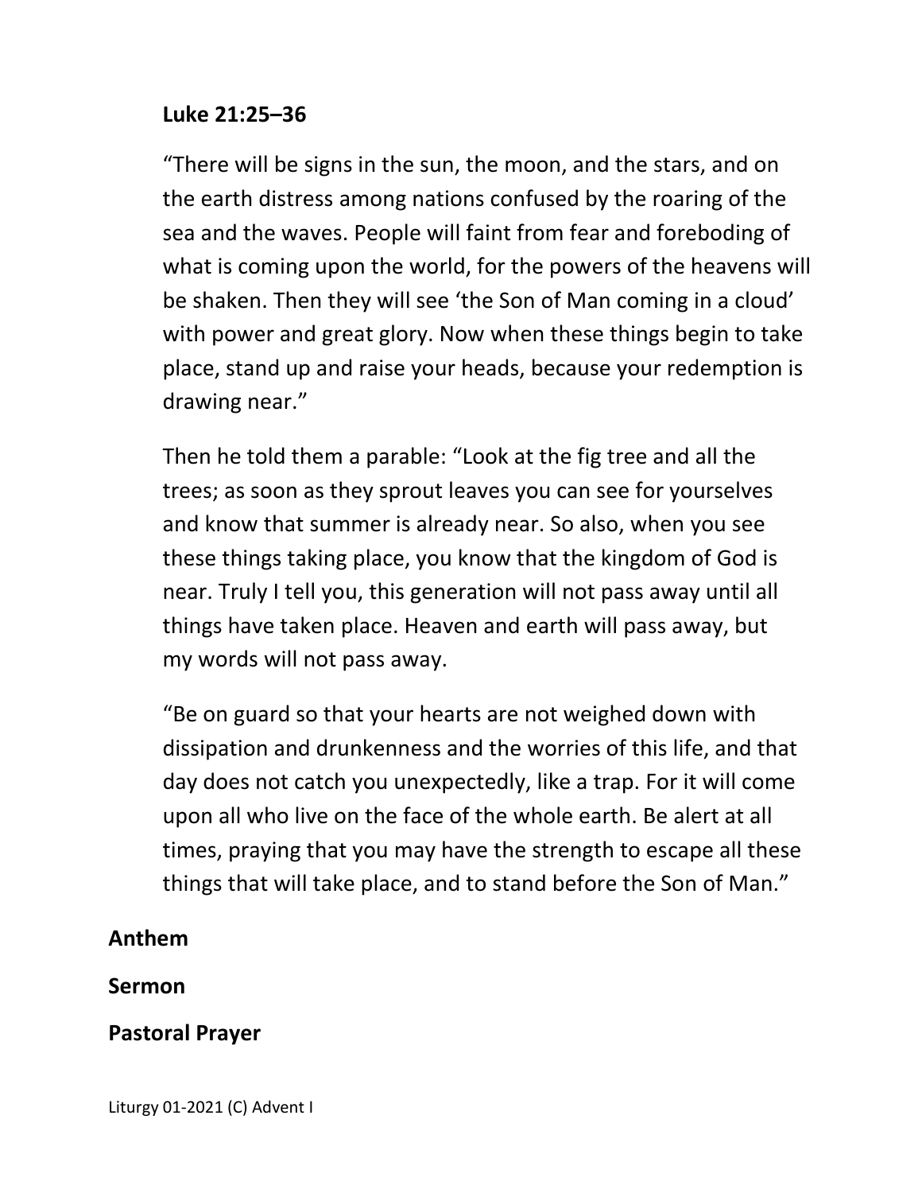**Luke 21:25–36**

"There will be signs in the sun, the moon, and the stars, and on the earth distress among nations confused by the roaring of the sea and the waves. People will faint from fear and foreboding of what is coming upon the world, for the powers of the heavens will be shaken. Then they will see 'the Son of Man coming in a cloud' with power and great glory. Now when these things begin to take place, stand up and raise your heads, because your redemption is drawing near."

Then he told them a parable: "Look at the fig tree and all the trees; as soon as they sprout leaves you can see for yourselves and know that summer is already near. So also, when you see these things taking place, you know that the kingdom of God is near. Truly I tell you, this generation will not pass away until all things have taken place. Heaven and earth will pass away, but my words will not pass away.

"Be on guard so that your hearts are not weighed down with dissipation and drunkenness and the worries of this life, and that day does not catch you unexpectedly, like a trap. For it will come upon all who live on the face of the whole earth. Be alert at all times, praying that you may have the strength to escape all these things that will take place, and to stand before the Son of Man."

**Anthem**

**Sermon**

**Pastoral Prayer**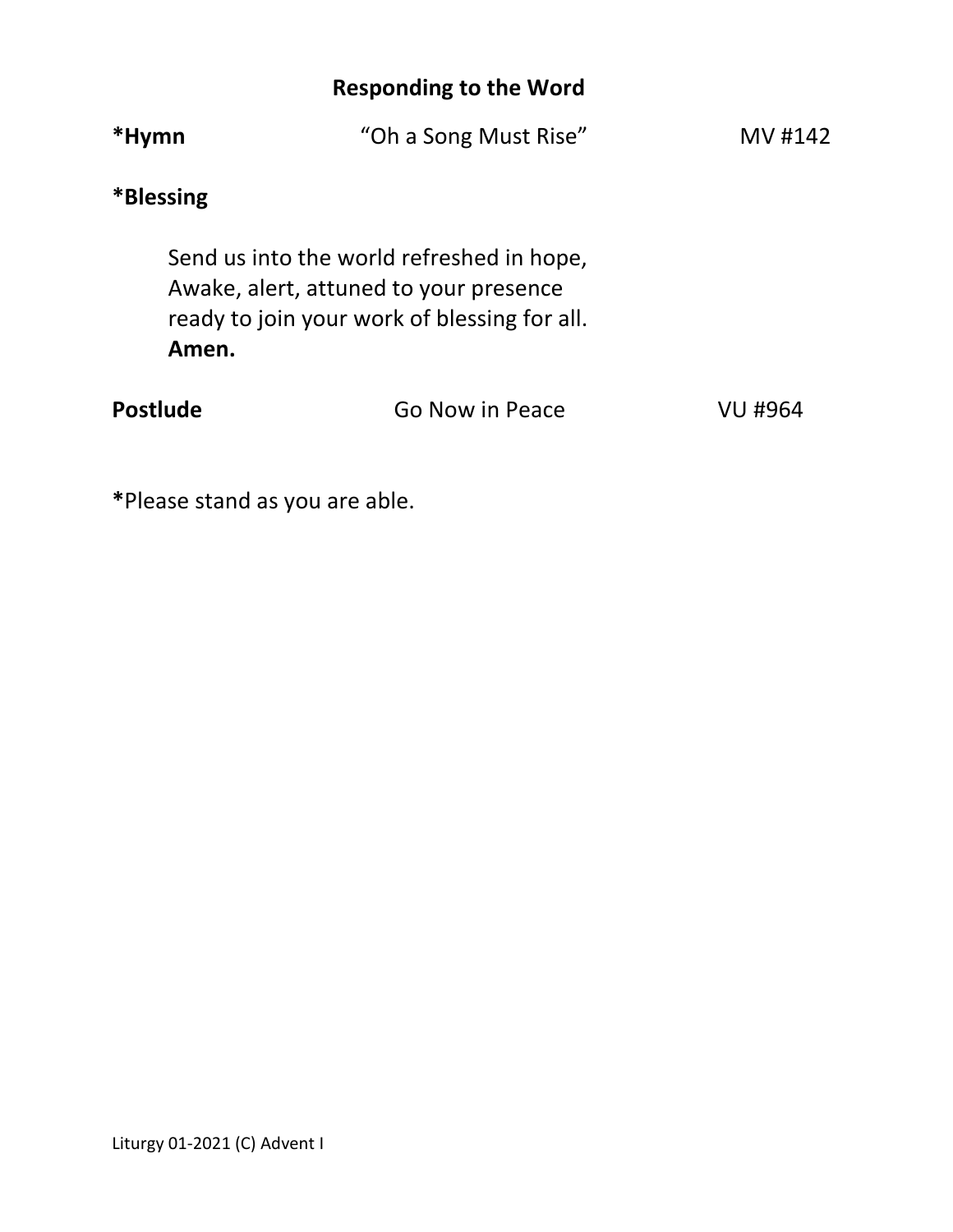## Responding to the Word

**\*Hymn** “Oh a Song Must Rise” MV #142

**\*Blessing**

Send us into the world refreshed in hope,
Awake, alert, attuned to your presence
ready to join your work of blessing for all.
**Amen.**

**Postlude** Go Now in Peace VU #964

**\***Please stand as you are able.

Liturgy 01-2021 (C) Advent I